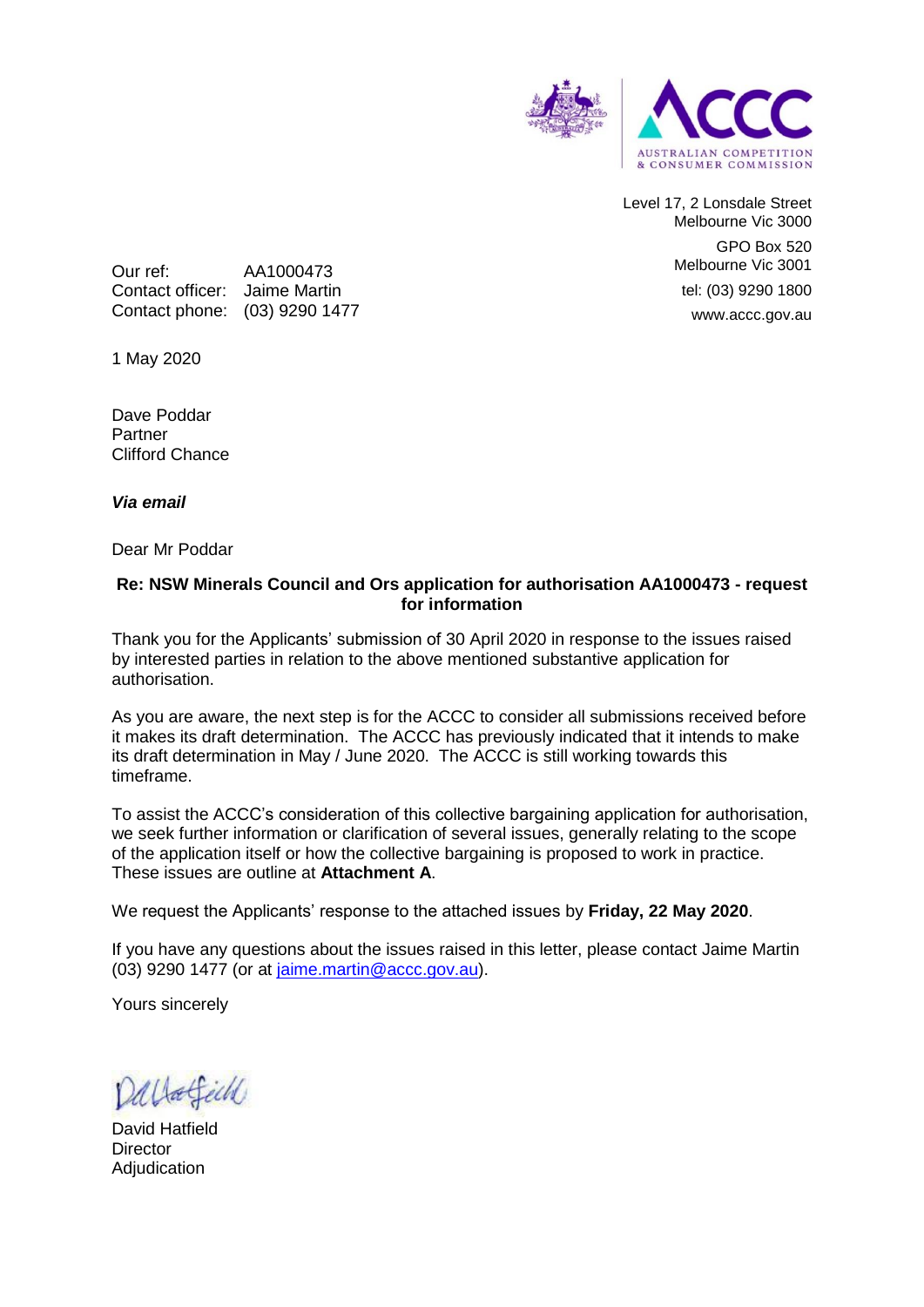AUSTRALIAN COMPETITION & CONSUMER COMMISSION

Level 17, 2 Lonsdale Street
Melbourne Vic 3000

GPO Box 520
Melbourne Vic 3001

tel: (03) 9290 1800

www.accc.gov.au

Our ref: AA1000473
Contact officer: Jaime Martin
Contact phone: (03) 9290 1477

1 May 2020

Dave Poddar
Partner
Clifford Chance

***Via email***

Dear Mr Poddar

**Re: NSW Minerals Council and Ors application for authorisation AA1000473 - request for information**

Thank you for the Applicants' submission of 30 April 2020 in response to the issues raised by interested parties in relation to the above mentioned substantive application for authorisation.

As you are aware, the next step is for the ACCC to consider all submissions received before it makes its draft determination. The ACCC has previously indicated that it intends to make its draft determination in May / June 2020. The ACCC is still working towards this timeframe.

To assist the ACCC's consideration of this collective bargaining application for authorisation, we seek further information or clarification of several issues, generally relating to the scope of the application itself or how the collective bargaining is proposed to work in practice. These issues are outline at **Attachment A**.

We request the Applicants' response to the attached issues by **Friday, 22 May 2020**.

If you have any questions about the issues raised in this letter, please contact Jaime Martin (03) 9290 1477 (or at jaime.martin@accc.gov.au).

Yours sincerely

David Hatfield
Director
Adjudication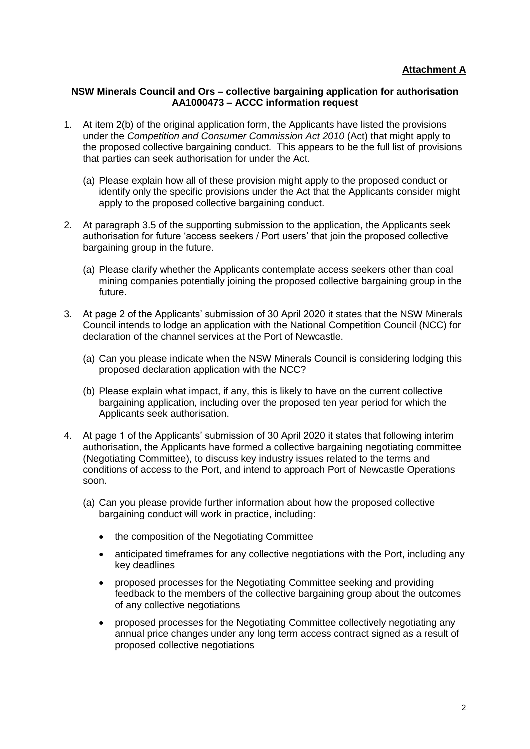**Attachment A**

**NSW Minerals Council and Ors – collective bargaining application for authorisation AA1000473 – ACCC information request**

1. At item 2(b) of the original application form, the Applicants have listed the provisions under the *Competition and Consumer Commission Act 2010* (Act) that might apply to the proposed collective bargaining conduct. This appears to be the full list of provisions that parties can seek authorisation for under the Act.

   (a) Please explain how all of these provision might apply to the proposed conduct or identify only the specific provisions under the Act that the Applicants consider might apply to the proposed collective bargaining conduct.

2. At paragraph 3.5 of the supporting submission to the application, the Applicants seek authorisation for future 'access seekers / Port users' that join the proposed collective bargaining group in the future.

   (a) Please clarify whether the Applicants contemplate access seekers other than coal mining companies potentially joining the proposed collective bargaining group in the future.

3. At page 2 of the Applicants' submission of 30 April 2020 it states that the NSW Minerals Council intends to lodge an application with the National Competition Council (NCC) for declaration of the channel services at the Port of Newcastle.

   (a) Can you please indicate when the NSW Minerals Council is considering lodging this proposed declaration application with the NCC?

   (b) Please explain what impact, if any, this is likely to have on the current collective bargaining application, including over the proposed ten year period for which the Applicants seek authorisation.

4. At page 1 of the Applicants' submission of 30 April 2020 it states that following interim authorisation, the Applicants have formed a collective bargaining negotiating committee (Negotiating Committee), to discuss key industry issues related to the terms and conditions of access to the Port, and intend to approach Port of Newcastle Operations soon.

   (a) Can you please provide further information about how the proposed collective bargaining conduct will work in practice, including:

      - the composition of the Negotiating Committee
      - anticipated timeframes for any collective negotiations with the Port, including any key deadlines
      - proposed processes for the Negotiating Committee seeking and providing feedback to the members of the collective bargaining group about the outcomes of any collective negotiations
      - proposed processes for the Negotiating Committee collectively negotiating any annual price changes under any long term access contract signed as a result of proposed collective negotiations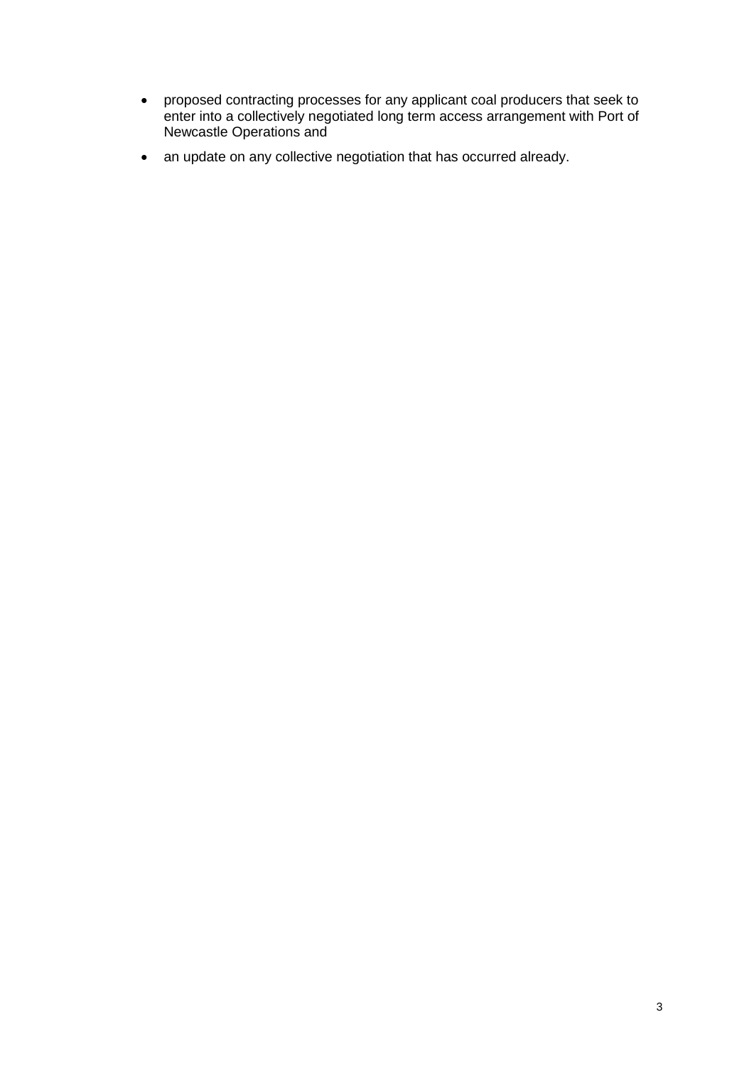- proposed contracting processes for any applicant coal producers that seek to enter into a collectively negotiated long term access arrangement with Port of Newcastle Operations and
- an update on any collective negotiation that has occurred already.